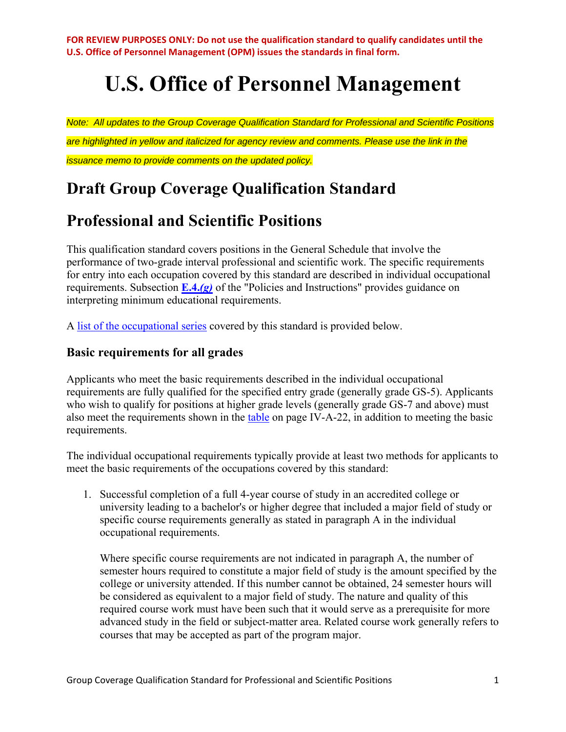**FOR REVIEW PURPOSES ONLY: Do not use the qualification standard to qualify candidates until the U.S. Office of Personnel Management (OPM) issues the standards in final form.**

# U.S. Office of Personnel Management

*Note: All updates to the Group Coverage Qualification Standard for Professional and Scientific Positions are highlighted in yellow and italicized for agency review and comments. Please use the link in the issuance memo to provide comments on the updated policy.*

## Draft Group Coverage Qualification Standard

## Professional and Scientific Positions

This qualification standard covers positions in the General Schedule that involve the performance of two-grade interval professional and scientific work. The specific requirements for entry into each occupation covered by this standard are described in individual occupational requirements. Subsection **E.4.*(g)*** of the "Policies and Instructions" provides guidance on interpreting minimum educational requirements.

A list of the occupational series covered by this standard is provided below.

### Basic requirements for all grades

Applicants who meet the basic requirements described in the individual occupational requirements are fully qualified for the specified entry grade (generally grade GS-5). Applicants who wish to qualify for positions at higher grade levels (generally grade GS-7 and above) must also meet the requirements shown in the table on page IV-A-22, in addition to meeting the basic requirements.

The individual occupational requirements typically provide at least two methods for applicants to meet the basic requirements of the occupations covered by this standard:

1. Successful completion of a full 4-year course of study in an accredited college or university leading to a bachelor's or higher degree that included a major field of study or specific course requirements generally as stated in paragraph A in the individual occupational requirements.

   Where specific course requirements are not indicated in paragraph A, the number of semester hours required to constitute a major field of study is the amount specified by the college or university attended. If this number cannot be obtained, 24 semester hours will be considered as equivalent to a major field of study. The nature and quality of this required course work must have been such that it would serve as a prerequisite for more advanced study in the field or subject-matter area. Related course work generally refers to courses that may be accepted as part of the program major.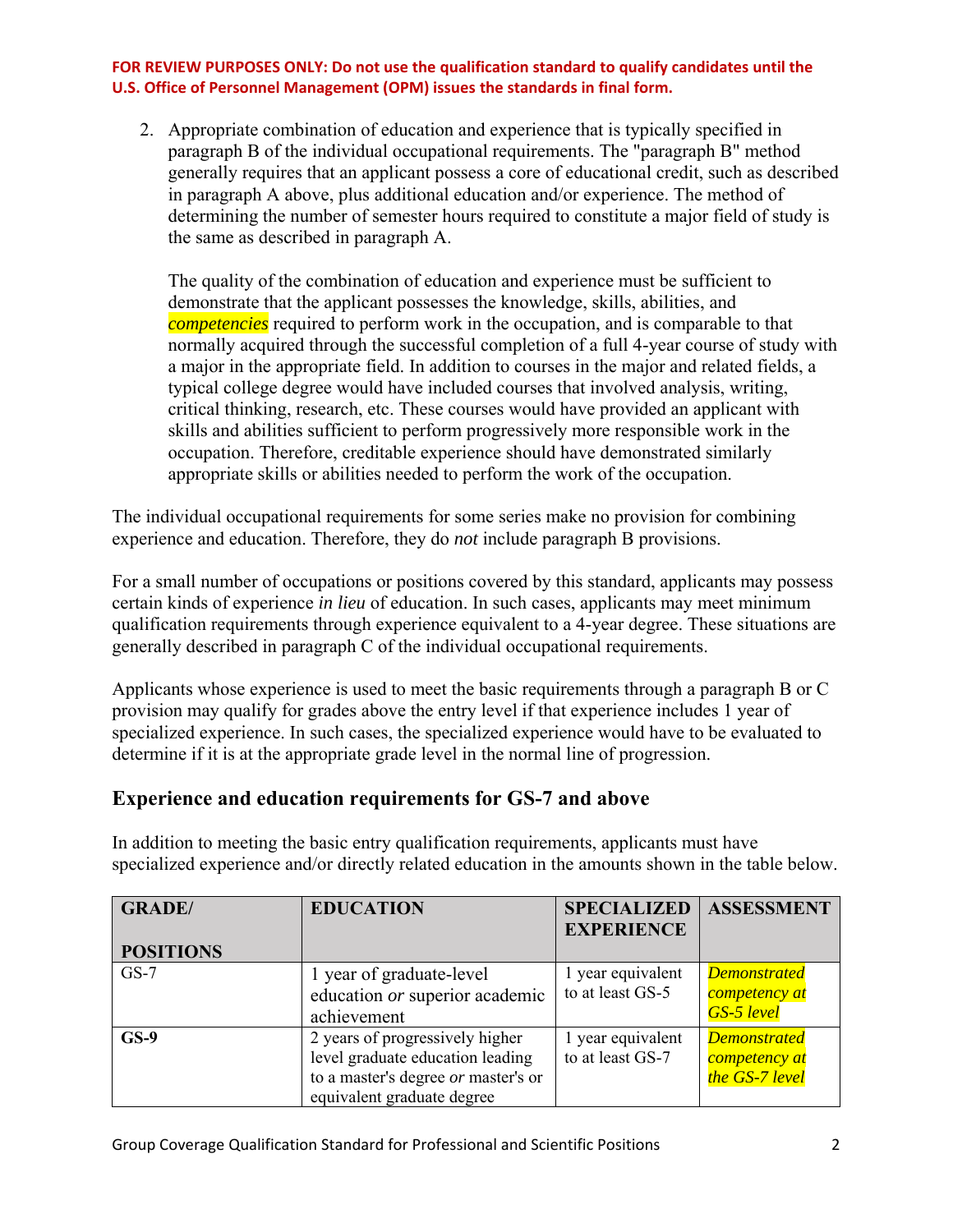**FOR REVIEW PURPOSES ONLY: Do not use the qualification standard to qualify candidates until the U.S. Office of Personnel Management (OPM) issues the standards in final form.**

2. Appropriate combination of education and experience that is typically specified in paragraph B of the individual occupational requirements. The "paragraph B" method generally requires that an applicant possess a core of educational credit, such as described in paragraph A above, plus additional education and/or experience. The method of determining the number of semester hours required to constitute a major field of study is the same as described in paragraph A.

   The quality of the combination of education and experience must be sufficient to demonstrate that the applicant possesses the knowledge, skills, abilities, and *competencies* required to perform work in the occupation, and is comparable to that normally acquired through the successful completion of a full 4-year course of study with a major in the appropriate field. In addition to courses in the major and related fields, a typical college degree would have included courses that involved analysis, writing, critical thinking, research, etc. These courses would have provided an applicant with skills and abilities sufficient to perform progressively more responsible work in the occupation. Therefore, creditable experience should have demonstrated similarly appropriate skills or abilities needed to perform the work of the occupation.

The individual occupational requirements for some series make no provision for combining experience and education. Therefore, they do *not* include paragraph B provisions.

For a small number of occupations or positions covered by this standard, applicants may possess certain kinds of experience *in lieu* of education. In such cases, applicants may meet minimum qualification requirements through experience equivalent to a 4-year degree. These situations are generally described in paragraph C of the individual occupational requirements.

Applicants whose experience is used to meet the basic requirements through a paragraph B or C provision may qualify for grades above the entry level if that experience includes 1 year of specialized experience. In such cases, the specialized experience would have to be evaluated to determine if it is at the appropriate grade level in the normal line of progression.

## Experience and education requirements for GS-7 and above

In addition to meeting the basic entry qualification requirements, applicants must have specialized experience and/or directly related education in the amounts shown in the table below.

| GRADE/ POSITIONS | EDUCATION | SPECIALIZED EXPERIENCE | ASSESSMENT |
|---|---|---|---|
| GS-7 | 1 year of graduate-level education *or* superior academic achievement | 1 year equivalent to at least GS-5 | *Demonstrated competency at GS-5 level* |
| **GS-9** | 2 years of progressively higher level graduate education leading to a master's degree *or* master's or equivalent graduate degree | 1 year equivalent to at least GS-7 | *Demonstrated competency at the GS-7 level* |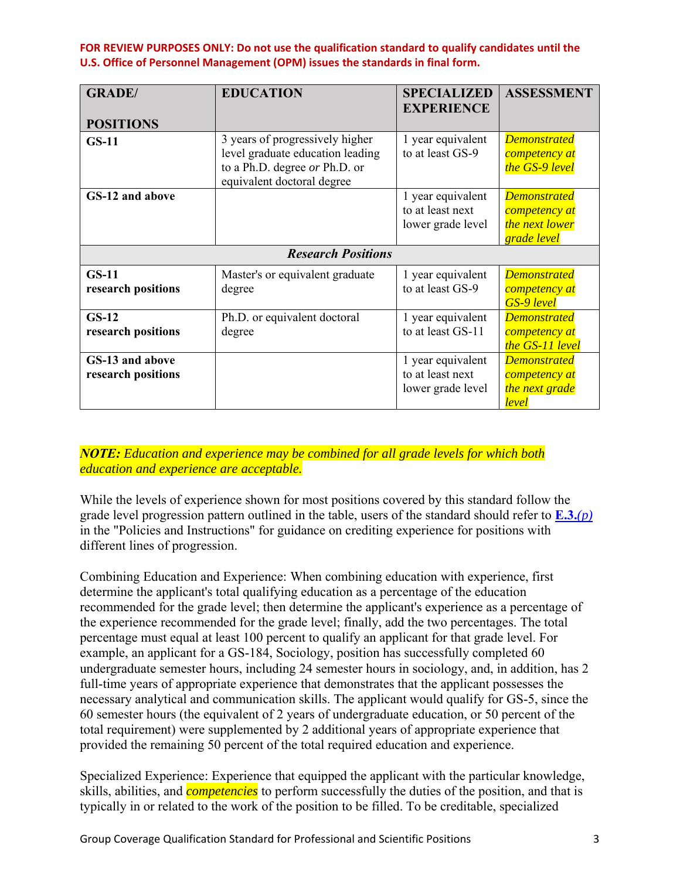**FOR REVIEW PURPOSES ONLY: Do not use the qualification standard to qualify candidates until the U.S. Office of Personnel Management (OPM) issues the standards in final form.**

| **GRADE/ POSITIONS** | **EDUCATION** | **SPECIALIZED EXPERIENCE** | **ASSESSMENT** |
|---|---|---|---|
| **GS-11** | 3 years of progressively higher level graduate education leading to a Ph.D. degree *or* Ph.D. or equivalent doctoral degree | 1 year equivalent to at least GS-9 | *Demonstrated competency at the GS-9 level* |
| **GS-12 and above** | | 1 year equivalent to at least next lower grade level | *Demonstrated competency at the next lower grade level* |
| | ***Research Positions*** | | |
| **GS-11 research positions** | Master's or equivalent graduate degree | 1 year equivalent to at least GS-9 | *Demonstrated competency at GS-9 level* |
| **GS-12 research positions** | Ph.D. or equivalent doctoral degree | 1 year equivalent to at least GS-11 | *Demonstrated competency at the GS-11 level* |
| **GS-13 and above research positions** | | 1 year equivalent to at least next lower grade level | *Demonstrated competency at the next grade level* |

***NOTE:*** *Education and experience may be combined for all grade levels for which both education and experience are acceptable.*

While the levels of experience shown for most positions covered by this standard follow the grade level progression pattern outlined in the table, users of the standard should refer to **E.3.***(p)* in the "Policies and Instructions" for guidance on crediting experience for positions with different lines of progression.

Combining Education and Experience: When combining education with experience, first determine the applicant's total qualifying education as a percentage of the education recommended for the grade level; then determine the applicant's experience as a percentage of the experience recommended for the grade level; finally, add the two percentages. The total percentage must equal at least 100 percent to qualify an applicant for that grade level. For example, an applicant for a GS-184, Sociology, position has successfully completed 60 undergraduate semester hours, including 24 semester hours in sociology, and, in addition, has 2 full-time years of appropriate experience that demonstrates that the applicant possesses the necessary analytical and communication skills. The applicant would qualify for GS-5, since the 60 semester hours (the equivalent of 2 years of undergraduate education, or 50 percent of the total requirement) were supplemented by 2 additional years of appropriate experience that provided the remaining 50 percent of the total required education and experience.

Specialized Experience: Experience that equipped the applicant with the particular knowledge, skills, abilities, and *competencies* to perform successfully the duties of the position, and that is typically in or related to the work of the position to be filled. To be creditable, specialized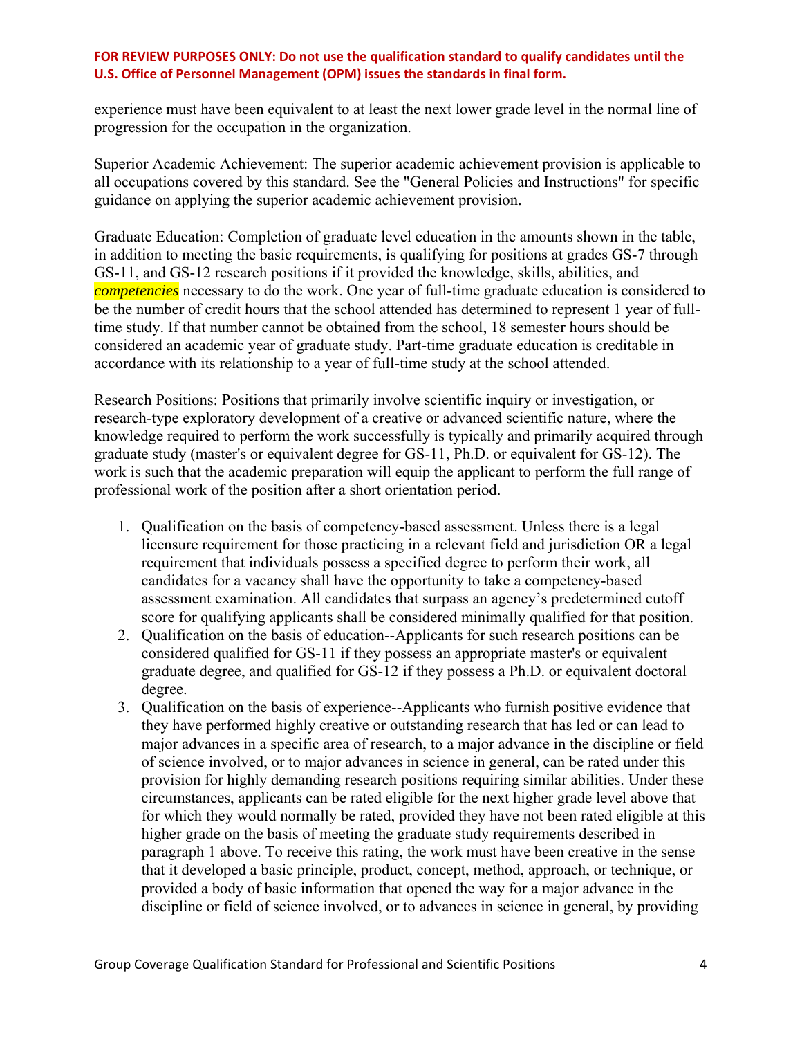**FOR REVIEW PURPOSES ONLY: Do not use the qualification standard to qualify candidates until the U.S. Office of Personnel Management (OPM) issues the standards in final form.**

experience must have been equivalent to at least the next lower grade level in the normal line of progression for the occupation in the organization.

Superior Academic Achievement: The superior academic achievement provision is applicable to all occupations covered by this standard. See the "General Policies and Instructions" for specific guidance on applying the superior academic achievement provision.

Graduate Education: Completion of graduate level education in the amounts shown in the table, in addition to meeting the basic requirements, is qualifying for positions at grades GS-7 through GS-11, and GS-12 research positions if it provided the knowledge, skills, abilities, and *competencies* necessary to do the work. One year of full-time graduate education is considered to be the number of credit hours that the school attended has determined to represent 1 year of full-time study. If that number cannot be obtained from the school, 18 semester hours should be considered an academic year of graduate study. Part-time graduate education is creditable in accordance with its relationship to a year of full-time study at the school attended.

Research Positions: Positions that primarily involve scientific inquiry or investigation, or research-type exploratory development of a creative or advanced scientific nature, where the knowledge required to perform the work successfully is typically and primarily acquired through graduate study (master's or equivalent degree for GS-11, Ph.D. or equivalent for GS-12). The work is such that the academic preparation will equip the applicant to perform the full range of professional work of the position after a short orientation period.

1. Qualification on the basis of competency-based assessment. Unless there is a legal licensure requirement for those practicing in a relevant field and jurisdiction OR a legal requirement that individuals possess a specified degree to perform their work, all candidates for a vacancy shall have the opportunity to take a competency-based assessment examination. All candidates that surpass an agency's predetermined cutoff score for qualifying applicants shall be considered minimally qualified for that position.
2. Qualification on the basis of education--Applicants for such research positions can be considered qualified for GS-11 if they possess an appropriate master's or equivalent graduate degree, and qualified for GS-12 if they possess a Ph.D. or equivalent doctoral degree.
3. Qualification on the basis of experience--Applicants who furnish positive evidence that they have performed highly creative or outstanding research that has led or can lead to major advances in a specific area of research, to a major advance in the discipline or field of science involved, or to major advances in science in general, can be rated under this provision for highly demanding research positions requiring similar abilities. Under these circumstances, applicants can be rated eligible for the next higher grade level above that for which they would normally be rated, provided they have not been rated eligible at this higher grade on the basis of meeting the graduate study requirements described in paragraph 1 above. To receive this rating, the work must have been creative in the sense that it developed a basic principle, product, concept, method, approach, or technique, or provided a body of basic information that opened the way for a major advance in the discipline or field of science involved, or to advances in science in general, by providing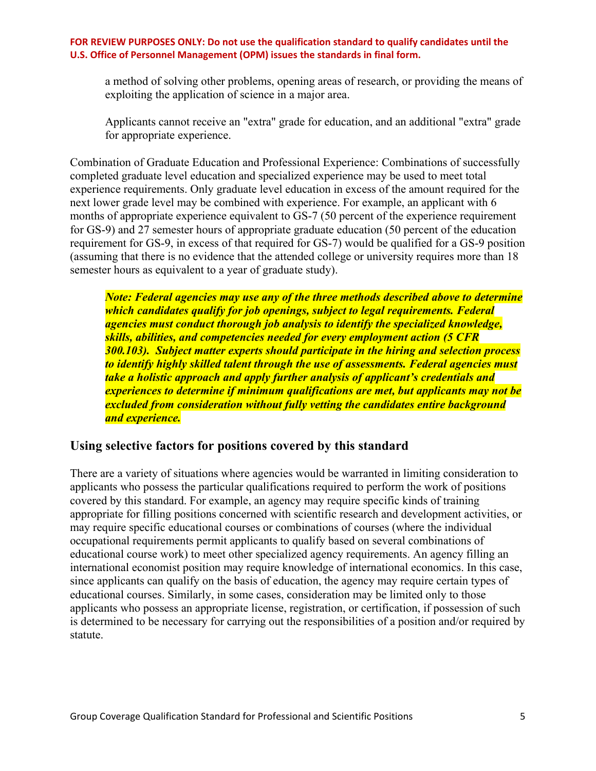a method of solving other problems, opening areas of research, or providing the means of exploiting the application of science in a major area.

Applicants cannot receive an "extra" grade for education, and an additional "extra" grade for appropriate experience.

Combination of Graduate Education and Professional Experience: Combinations of successfully completed graduate level education and specialized experience may be used to meet total experience requirements. Only graduate level education in excess of the amount required for the next lower grade level may be combined with experience. For example, an applicant with 6 months of appropriate experience equivalent to GS-7 (50 percent of the experience requirement for GS-9) and 27 semester hours of appropriate graduate education (50 percent of the education requirement for GS-9, in excess of that required for GS-7) would be qualified for a GS-9 position (assuming that there is no evidence that the attended college or university requires more than 18 semester hours as equivalent to a year of graduate study).

***Note: Federal agencies may use any of the three methods described above to determine which candidates qualify for job openings, subject to legal requirements. Federal agencies must conduct thorough job analysis to identify the specialized knowledge, skills, abilities, and competencies needed for every employment action (5 CFR 300.103). Subject matter experts should participate in the hiring and selection process to identify highly skilled talent through the use of assessments. Federal agencies must take a holistic approach and apply further analysis of applicant's credentials and experiences to determine if minimum qualifications are met, but applicants may not be excluded from consideration without fully vetting the candidates entire background and experience.***

## Using selective factors for positions covered by this standard

There are a variety of situations where agencies would be warranted in limiting consideration to applicants who possess the particular qualifications required to perform the work of positions covered by this standard. For example, an agency may require specific kinds of training appropriate for filling positions concerned with scientific research and development activities, or may require specific educational courses or combinations of courses (where the individual occupational requirements permit applicants to qualify based on several combinations of educational course work) to meet other specialized agency requirements. An agency filling an international economist position may require knowledge of international economics. In this case, since applicants can qualify on the basis of education, the agency may require certain types of educational courses. Similarly, in some cases, consideration may be limited only to those applicants who possess an appropriate license, registration, or certification, if possession of such is determined to be necessary for carrying out the responsibilities of a position and/or required by statute.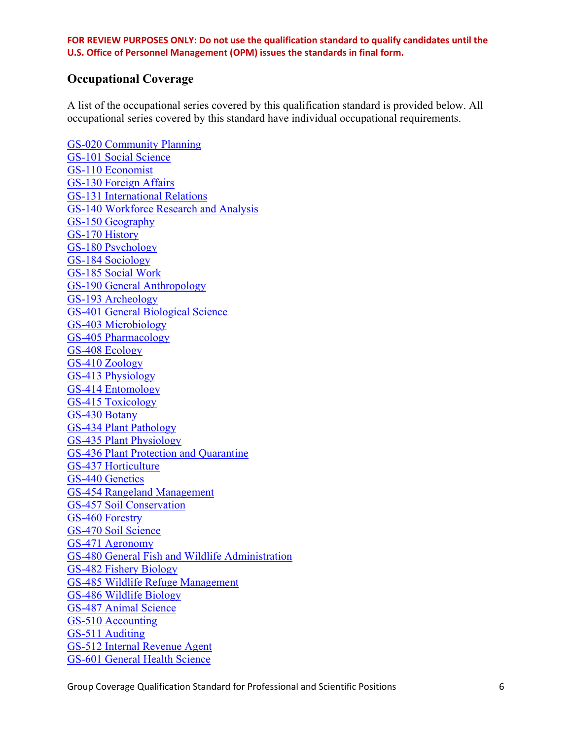**FOR REVIEW PURPOSES ONLY: Do not use the qualification standard to qualify candidates until the U.S. Office of Personnel Management (OPM) issues the standards in final form.**

## Occupational Coverage

A list of the occupational series covered by this qualification standard is provided below. All occupational series covered by this standard have individual occupational requirements.

GS-020 Community Planning
GS-101 Social Science
GS-110 Economist
GS-130 Foreign Affairs
GS-131 International Relations
GS-140 Workforce Research and Analysis
GS-150 Geography
GS-170 History
GS-180 Psychology
GS-184 Sociology
GS-185 Social Work
GS-190 General Anthropology
GS-193 Archeology
GS-401 General Biological Science
GS-403 Microbiology
GS-405 Pharmacology
GS-408 Ecology
GS-410 Zoology
GS-413 Physiology
GS-414 Entomology
GS-415 Toxicology
GS-430 Botany
GS-434 Plant Pathology
GS-435 Plant Physiology
GS-436 Plant Protection and Quarantine
GS-437 Horticulture
GS-440 Genetics
GS-454 Rangeland Management
GS-457 Soil Conservation
GS-460 Forestry
GS-470 Soil Science
GS-471 Agronomy
GS-480 General Fish and Wildlife Administration
GS-482 Fishery Biology
GS-485 Wildlife Refuge Management
GS-486 Wildlife Biology
GS-487 Animal Science
GS-510 Accounting
GS-511 Auditing
GS-512 Internal Revenue Agent
GS-601 General Health Science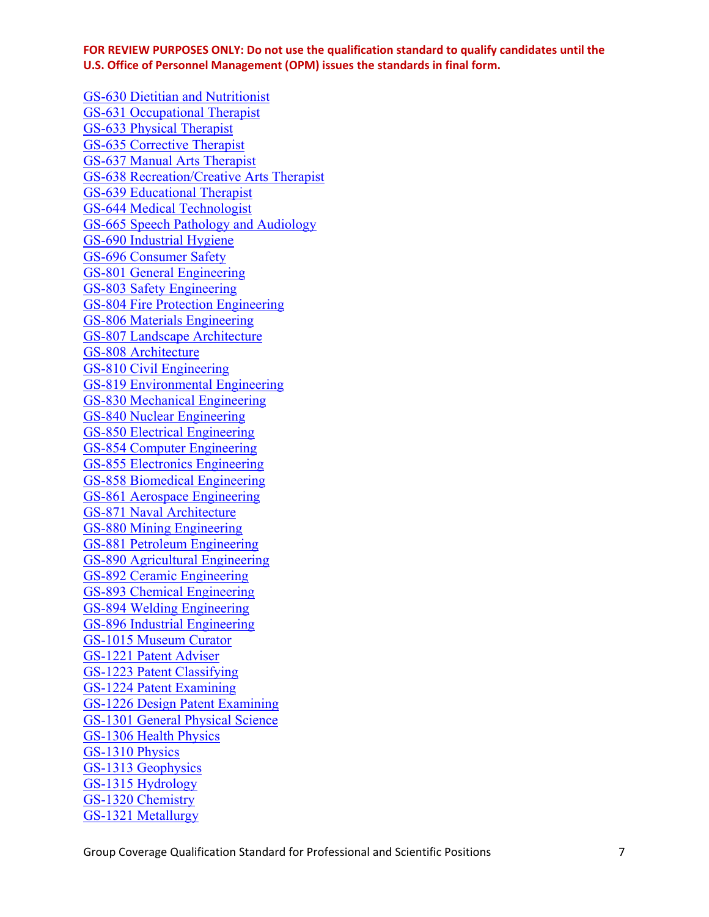**FOR REVIEW PURPOSES ONLY: Do not use the qualification standard to qualify candidates until the U.S. Office of Personnel Management (OPM) issues the standards in final form.**

GS-630 Dietitian and Nutritionist
GS-631 Occupational Therapist
GS-633 Physical Therapist
GS-635 Corrective Therapist
GS-637 Manual Arts Therapist
GS-638 Recreation/Creative Arts Therapist
GS-639 Educational Therapist
GS-644 Medical Technologist
GS-665 Speech Pathology and Audiology
GS-690 Industrial Hygiene
GS-696 Consumer Safety
GS-801 General Engineering
GS-803 Safety Engineering
GS-804 Fire Protection Engineering
GS-806 Materials Engineering
GS-807 Landscape Architecture
GS-808 Architecture
GS-810 Civil Engineering
GS-819 Environmental Engineering
GS-830 Mechanical Engineering
GS-840 Nuclear Engineering
GS-850 Electrical Engineering
GS-854 Computer Engineering
GS-855 Electronics Engineering
GS-858 Biomedical Engineering
GS-861 Aerospace Engineering
GS-871 Naval Architecture
GS-880 Mining Engineering
GS-881 Petroleum Engineering
GS-890 Agricultural Engineering
GS-892 Ceramic Engineering
GS-893 Chemical Engineering
GS-894 Welding Engineering
GS-896 Industrial Engineering
GS-1015 Museum Curator
GS-1221 Patent Adviser
GS-1223 Patent Classifying
GS-1224 Patent Examining
GS-1226 Design Patent Examining
GS-1301 General Physical Science
GS-1306 Health Physics
GS-1310 Physics
GS-1313 Geophysics
GS-1315 Hydrology
GS-1320 Chemistry
GS-1321 Metallurgy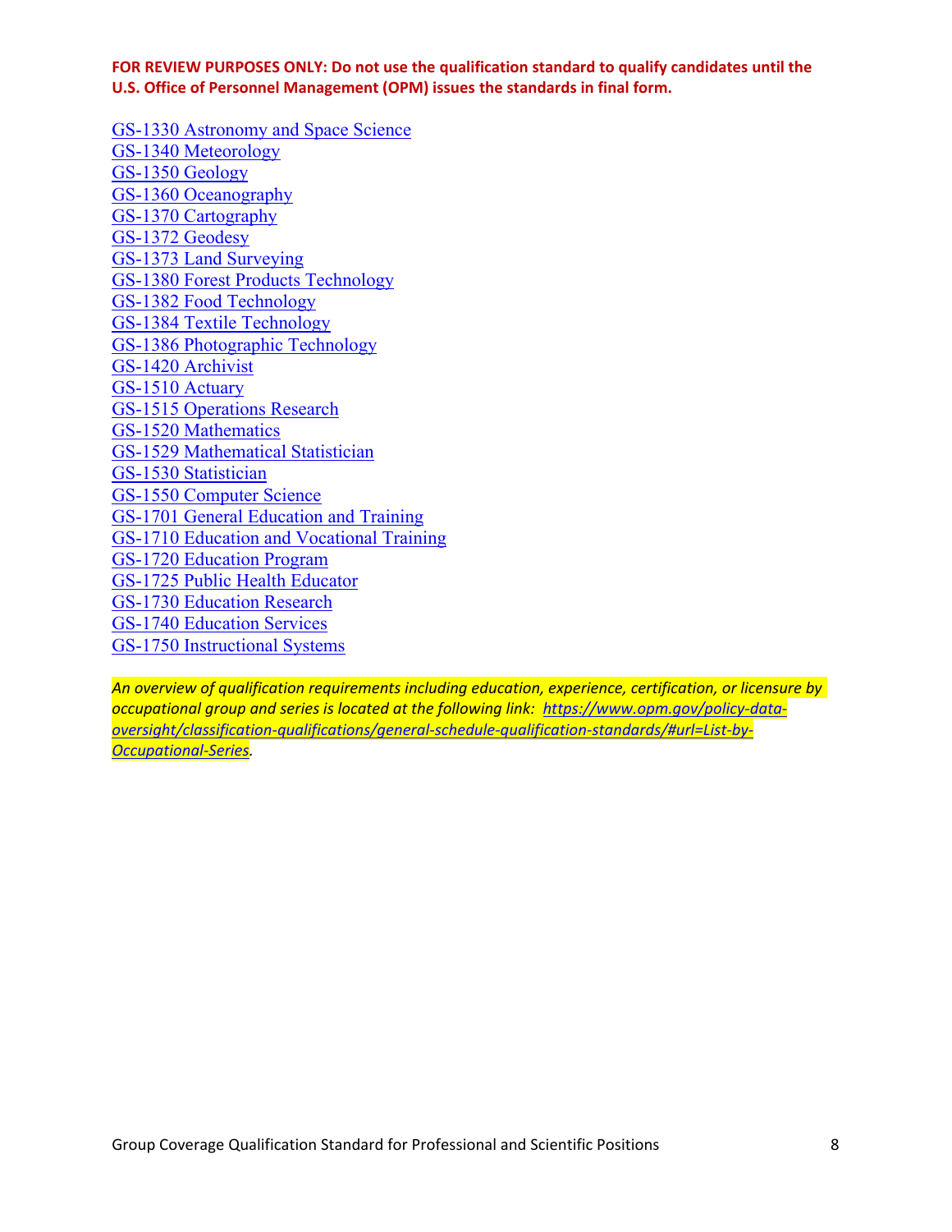**FOR REVIEW PURPOSES ONLY: Do not use the qualification standard to qualify candidates until the U.S. Office of Personnel Management (OPM) issues the standards in final form.**

GS-1330 Astronomy and Space Science
GS-1340 Meteorology
GS-1350 Geology
GS-1360 Oceanography
GS-1370 Cartography
GS-1372 Geodesy
GS-1373 Land Surveying
GS-1380 Forest Products Technology
GS-1382 Food Technology
GS-1384 Textile Technology
GS-1386 Photographic Technology
GS-1420 Archivist
GS-1510 Actuary
GS-1515 Operations Research
GS-1520 Mathematics
GS-1529 Mathematical Statistician
GS-1530 Statistician
GS-1550 Computer Science
GS-1701 General Education and Training
GS-1710 Education and Vocational Training
GS-1720 Education Program
GS-1725 Public Health Educator
GS-1730 Education Research
GS-1740 Education Services
GS-1750 Instructional Systems

*An overview of qualification requirements including education, experience, certification, or licensure by occupational group and series is located at the following link: https://www.opm.gov/policy-data-oversight/classification-qualifications/general-schedule-qualification-standards/#url=List-by-Occupational-Series.*